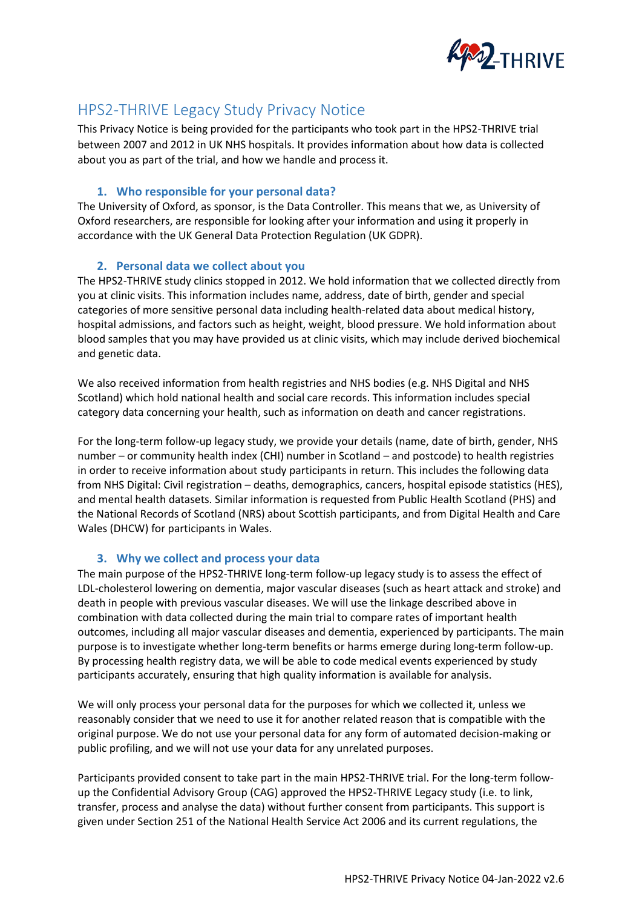# HPS2-THRIVE Legacy Study Privacy Notice

This Privacy Notice is being provided for the participants who took part in the HPS2-THRIVE trial between 2007 and 2012 in UK NHS hospitals. It provides information about how data is collected about you as part of the trial, and how we handle and process it.

## 1. Who responsible for your personal data?

The University of Oxford, as sponsor, is the Data Controller. This means that we, as University of Oxford researchers, are responsible for looking after your information and using it properly in accordance with the UK General Data Protection Regulation (UK GDPR).

## 2. Personal data we collect about you

The HPS2-THRIVE study clinics stopped in 2012. We hold information that we collected directly from you at clinic visits. This information includes name, address, date of birth, gender and special categories of more sensitive personal data including health-related data about medical history, hospital admissions, and factors such as height, weight, blood pressure. We hold information about blood samples that you may have provided us at clinic visits, which may include derived biochemical and genetic data.

We also received information from health registries and NHS bodies (e.g. NHS Digital and NHS Scotland) which hold national health and social care records. This information includes special category data concerning your health, such as information on death and cancer registrations.

For the long-term follow-up legacy study, we provide your details (name, date of birth, gender, NHS number – or community health index (CHI) number in Scotland – and postcode) to health registries in order to receive information about study participants in return. This includes the following data from NHS Digital: Civil registration – deaths, demographics, cancers, hospital episode statistics (HES), and mental health datasets. Similar information is requested from Public Health Scotland (PHS) and the National Records of Scotland (NRS) about Scottish participants, and from Digital Health and Care Wales (DHCW) for participants in Wales.

## 3. Why we collect and process your data

The main purpose of the HPS2-THRIVE long-term follow-up legacy study is to assess the effect of LDL-cholesterol lowering on dementia, major vascular diseases (such as heart attack and stroke) and death in people with previous vascular diseases. We will use the linkage described above in combination with data collected during the main trial to compare rates of important health outcomes, including all major vascular diseases and dementia, experienced by participants. The main purpose is to investigate whether long-term benefits or harms emerge during long-term follow-up. By processing health registry data, we will be able to code medical events experienced by study participants accurately, ensuring that high quality information is available for analysis.

We will only process your personal data for the purposes for which we collected it, unless we reasonably consider that we need to use it for another related reason that is compatible with the original purpose. We do not use your personal data for any form of automated decision-making or public profiling, and we will not use your data for any unrelated purposes.

Participants provided consent to take part in the main HPS2-THRIVE trial. For the long-term follow-up the Confidential Advisory Group (CAG) approved the HPS2-THRIVE Legacy study (i.e. to link, transfer, process and analyse the data) without further consent from participants. This support is given under Section 251 of the National Health Service Act 2006 and its current regulations, the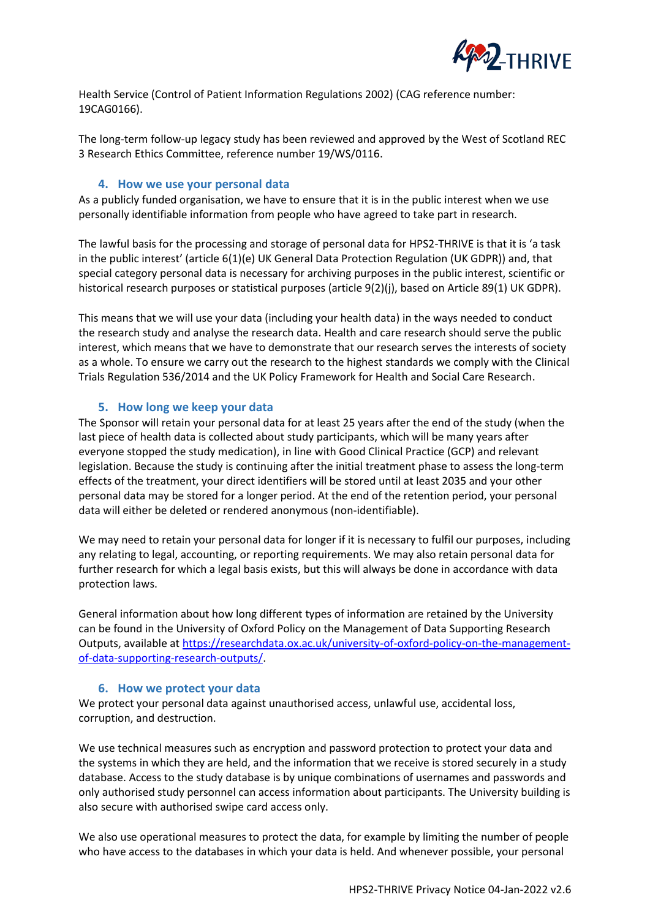Health Service (Control of Patient Information Regulations 2002) (CAG reference number: 19CAG0166).

The long-term follow-up legacy study has been reviewed and approved by the West of Scotland REC 3 Research Ethics Committee, reference number 19/WS/0116.

## 4. How we use your personal data

As a publicly funded organisation, we have to ensure that it is in the public interest when we use personally identifiable information from people who have agreed to take part in research.

The lawful basis for the processing and storage of personal data for HPS2-THRIVE is that it is 'a task in the public interest' (article 6(1)(e) UK General Data Protection Regulation (UK GDPR)) and, that special category personal data is necessary for archiving purposes in the public interest, scientific or historical research purposes or statistical purposes (article 9(2)(j), based on Article 89(1) UK GDPR).

This means that we will use your data (including your health data) in the ways needed to conduct the research study and analyse the research data. Health and care research should serve the public interest, which means that we have to demonstrate that our research serves the interests of society as a whole. To ensure we carry out the research to the highest standards we comply with the Clinical Trials Regulation 536/2014 and the UK Policy Framework for Health and Social Care Research.

## 5. How long we keep your data

The Sponsor will retain your personal data for at least 25 years after the end of the study (when the last piece of health data is collected about study participants, which will be many years after everyone stopped the study medication), in line with Good Clinical Practice (GCP) and relevant legislation. Because the study is continuing after the initial treatment phase to assess the long-term effects of the treatment, your direct identifiers will be stored until at least 2035 and your other personal data may be stored for a longer period. At the end of the retention period, your personal data will either be deleted or rendered anonymous (non-identifiable).

We may need to retain your personal data for longer if it is necessary to fulfil our purposes, including any relating to legal, accounting, or reporting requirements. We may also retain personal data for further research for which a legal basis exists, but this will always be done in accordance with data protection laws.

General information about how long different types of information are retained by the University can be found in the University of Oxford Policy on the Management of Data Supporting Research Outputs, available at [https://researchdata.ox.ac.uk/university-of-oxford-policy-on-the-management-of-data-supporting-research-outputs/](https://researchdata.ox.ac.uk/university-of-oxford-policy-on-the-management-of-data-supporting-research-outputs/).

## 6. How we protect your data

We protect your personal data against unauthorised access, unlawful use, accidental loss, corruption, and destruction.

We use technical measures such as encryption and password protection to protect your data and the systems in which they are held, and the information that we receive is stored securely in a study database. Access to the study database is by unique combinations of usernames and passwords and only authorised study personnel can access information about participants. The University building is also secure with authorised swipe card access only.

We also use operational measures to protect the data, for example by limiting the number of people who have access to the databases in which your data is held. And whenever possible, your personal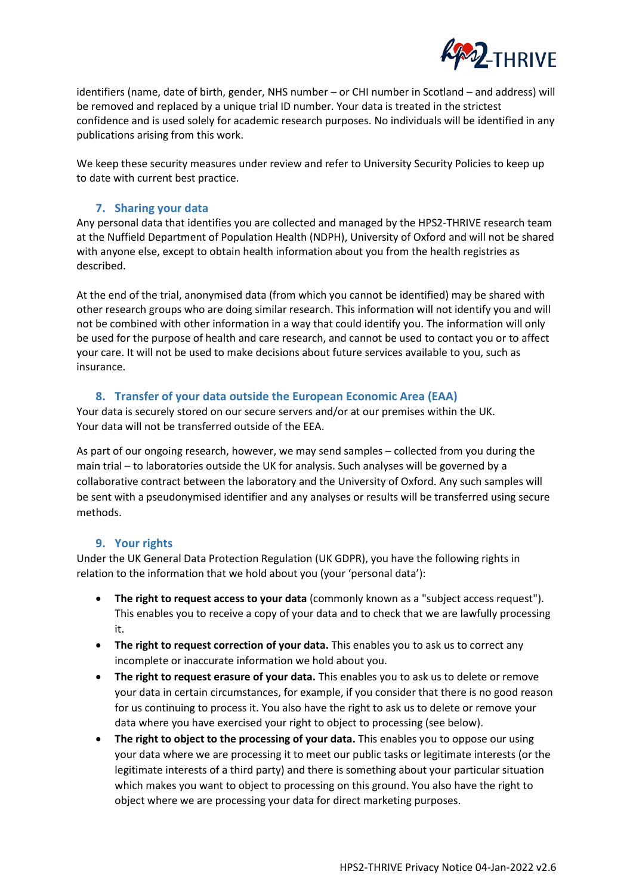identifiers (name, date of birth, gender, NHS number – or CHI number in Scotland – and address) will be removed and replaced by a unique trial ID number. Your data is treated in the strictest confidence and is used solely for academic research purposes. No individuals will be identified in any publications arising from this work.

We keep these security measures under review and refer to University Security Policies to keep up to date with current best practice.

## 7. Sharing your data

Any personal data that identifies you are collected and managed by the HPS2-THRIVE research team at the Nuffield Department of Population Health (NDPH), University of Oxford and will not be shared with anyone else, except to obtain health information about you from the health registries as described.

At the end of the trial, anonymised data (from which you cannot be identified) may be shared with other research groups who are doing similar research. This information will not identify you and will not be combined with other information in a way that could identify you. The information will only be used for the purpose of health and care research, and cannot be used to contact you or to affect your care. It will not be used to make decisions about future services available to you, such as insurance.

## 8. Transfer of your data outside the European Economic Area (EAA)

Your data is securely stored on our secure servers and/or at our premises within the UK. Your data will not be transferred outside of the EEA.

As part of our ongoing research, however, we may send samples – collected from you during the main trial – to laboratories outside the UK for analysis. Such analyses will be governed by a collaborative contract between the laboratory and the University of Oxford. Any such samples will be sent with a pseudonymised identifier and any analyses or results will be transferred using secure methods.

## 9. Your rights

Under the UK General Data Protection Regulation (UK GDPR), you have the following rights in relation to the information that we hold about you (your 'personal data'):

- **The right to request access to your data** (commonly known as a "subject access request"). This enables you to receive a copy of your data and to check that we are lawfully processing it.
- **The right to request correction of your data.** This enables you to ask us to correct any incomplete or inaccurate information we hold about you.
- **The right to request erasure of your data.** This enables you to ask us to delete or remove your data in certain circumstances, for example, if you consider that there is no good reason for us continuing to process it. You also have the right to ask us to delete or remove your data where you have exercised your right to object to processing (see below).
- **The right to object to the processing of your data.** This enables you to oppose our using your data where we are processing it to meet our public tasks or legitimate interests (or the legitimate interests of a third party) and there is something about your particular situation which makes you want to object to processing on this ground. You also have the right to object where we are processing your data for direct marketing purposes.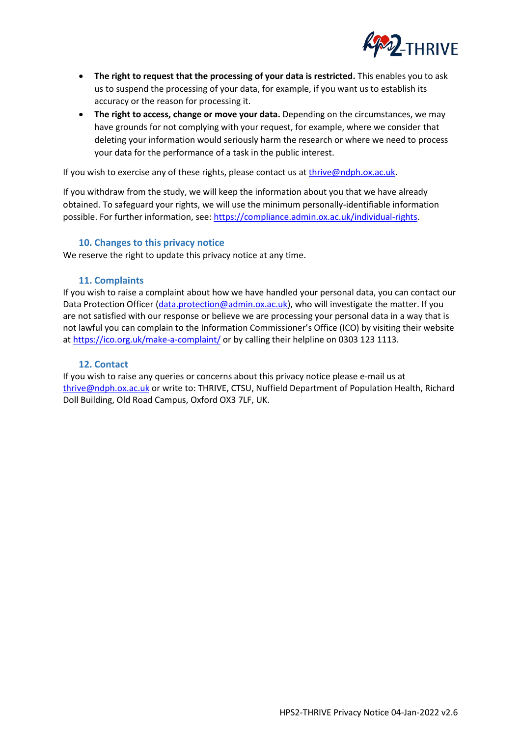- **The right to request that the processing of your data is restricted.** This enables you to ask us to suspend the processing of your data, for example, if you want us to establish its accuracy or the reason for processing it.
- **The right to access, change or move your data.** Depending on the circumstances, we may have grounds for not complying with your request, for example, where we consider that deleting your information would seriously harm the research or where we need to process your data for the performance of a task in the public interest.

If you wish to exercise any of these rights, please contact us at thrive@ndph.ox.ac.uk.

If you withdraw from the study, we will keep the information about you that we have already obtained. To safeguard your rights, we will use the minimum personally-identifiable information possible. For further information, see: https://compliance.admin.ox.ac.uk/individual-rights.

## 10. Changes to this privacy notice

We reserve the right to update this privacy notice at any time.

## 11. Complaints

If you wish to raise a complaint about how we have handled your personal data, you can contact our Data Protection Officer (data.protection@admin.ox.ac.uk), who will investigate the matter. If you are not satisfied with our response or believe we are processing your personal data in a way that is not lawful you can complain to the Information Commissioner's Office (ICO) by visiting their website at https://ico.org.uk/make-a-complaint/ or by calling their helpline on 0303 123 1113.

## 12. Contact

If you wish to raise any queries or concerns about this privacy notice please e-mail us at thrive@ndph.ox.ac.uk or write to: THRIVE, CTSU, Nuffield Department of Population Health, Richard Doll Building, Old Road Campus, Oxford OX3 7LF, UK.